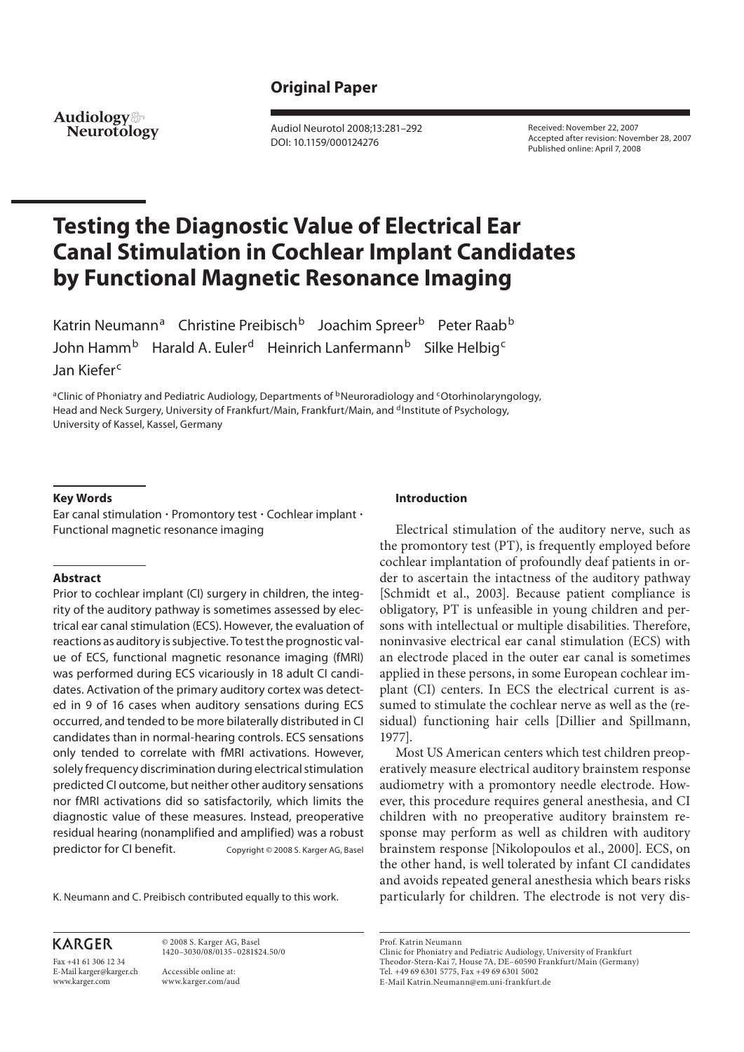**Original Paper**

Audiology & Neurotology

Audiol Neurotol 2008;13:281–292
DOI: 10.1159/000124276

Received: November 22, 2007
Accepted after revision: November 28, 2007
Published online: April 7, 2008

# Testing the Diagnostic Value of Electrical Ear Canal Stimulation in Cochlear Implant Candidates by Functional Magnetic Resonance Imaging

Katrin Neumann[a] Christine Preibisch[b] Joachim Spreer[b] Peter Raab[b] John Hamm[b] Harald A. Euler[d] Heinrich Lanfermann[b] Silke Helbig[c] Jan Kiefer[c]

[a]Clinic of Phoniatry and Pediatric Audiology, Departments of [b]Neuroradiology and [c]Otorhinolaryngology, Head and Neck Surgery, University of Frankfurt/Main, Frankfurt/Main, and [d]Institute of Psychology, University of Kassel, Kassel, Germany

### Key Words

Ear canal stimulation · Promontory test · Cochlear implant · Functional magnetic resonance imaging

### Abstract

Prior to cochlear implant (CI) surgery in children, the integrity of the auditory pathway is sometimes assessed by electrical ear canal stimulation (ECS). However, the evaluation of reactions as auditory is subjective. To test the prognostic value of ECS, functional magnetic resonance imaging (fMRI) was performed during ECS vicariously in 18 adult CI candidates. Activation of the primary auditory cortex was detected in 9 of 16 cases when auditory sensations during ECS occurred, and tended to be more bilaterally distributed in CI candidates than in normal-hearing controls. ECS sensations only tended to correlate with fMRI activations. However, solely frequency discrimination during electrical stimulation predicted CI outcome, but neither other auditory sensations nor fMRI activations did so satisfactorily, which limits the diagnostic value of these measures. Instead, preoperative residual hearing (nonamplified and amplified) was a robust predictor for CI benefit.

Copyright © 2008 S. Karger AG, Basel

K. Neumann and C. Preibisch contributed equally to this work.

### Introduction

Electrical stimulation of the auditory nerve, such as the promontory test (PT), is frequently employed before cochlear implantation of profoundly deaf patients in order to ascertain the intactness of the auditory pathway [Schmidt et al., 2003]. Because patient compliance is obligatory, PT is unfeasible in young children and persons with intellectual or multiple disabilities. Therefore, noninvasive electrical ear canal stimulation (ECS) with an electrode placed in the outer ear canal is sometimes applied in these persons, in some European cochlear implant (CI) centers. In ECS the electrical current is assumed to stimulate the cochlear nerve as well as the (residual) functioning hair cells [Dillier and Spillmann, 1977].

Most US American centers which test children preoperatively measure electrical auditory brainstem response audiometry with a promontory needle electrode. However, this procedure requires general anesthesia, and CI children with no preoperative auditory brainstem response may perform as well as children with auditory brainstem response [Nikolopoulos et al., 2000]. ECS, on the other hand, is well tolerated by infant CI candidates and avoids repeated general anesthesia which bears risks particularly for children. The electrode is not very dis-

KARGER

Fax +41 61 306 12 34
E-Mail karger@karger.ch
www.karger.com

© 2008 S. Karger AG, Basel
1420–3030/08/0135–0281$24.50/0

Accessible online at:
www.karger.com/aud

Prof. Katrin Neumann
Clinic for Phoniatry and Pediatric Audiology, University of Frankfurt
Theodor-Stern-Kai 7, House 7A, DE–60590 Frankfurt/Main (Germany)
Tel. +49 69 6301 5775, Fax +49 69 6301 5002
E-Mail Katrin.Neumann@em.uni-frankfurt.de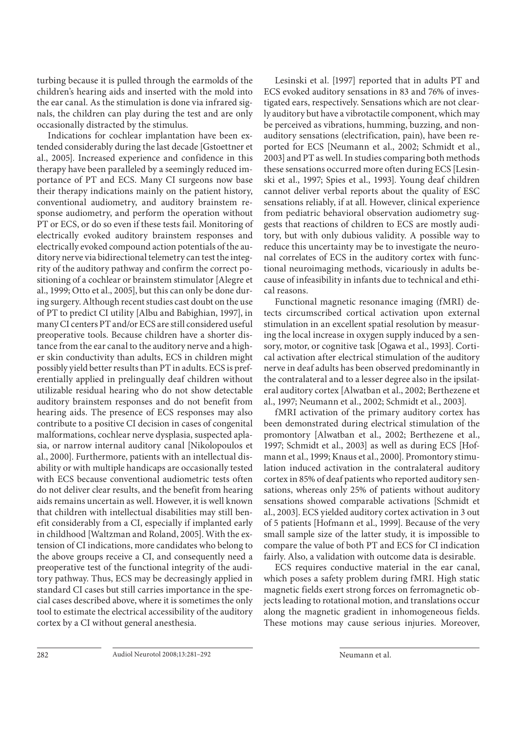turbing because it is pulled through the earmolds of the children's hearing aids and inserted with the mold into the ear canal. As the stimulation is done via infrared signals, the children can play during the test and are only occasionally distracted by the stimulus.

Indications for cochlear implantation have been extended considerably during the last decade [Gstoettner et al., 2005]. Increased experience and confidence in this therapy have been paralleled by a seemingly reduced importance of PT and ECS. Many CI surgeons now base their therapy indications mainly on the patient history, conventional audiometry, and auditory brainstem response audiometry, and perform the operation without PT or ECS, or do so even if these tests fail. Monitoring of electrically evoked auditory brainstem responses and electrically evoked compound action potentials of the auditory nerve via bidirectional telemetry can test the integrity of the auditory pathway and confirm the correct positioning of a cochlear or brainstem stimulator [Alegre et al., 1999; Otto et al., 2005], but this can only be done during surgery. Although recent studies cast doubt on the use of PT to predict CI utility [Albu and Babighian, 1997], in many CI centers PT and/or ECS are still considered useful preoperative tools. Because children have a shorter distance from the ear canal to the auditory nerve and a higher skin conductivity than adults, ECS in children might possibly yield better results than PT in adults. ECS is preferentially applied in prelingually deaf children without utilizable residual hearing who do not show detectable auditory brainstem responses and do not benefit from hearing aids. The presence of ECS responses may also contribute to a positive CI decision in cases of congenital malformations, cochlear nerve dysplasia, suspected aplasia, or narrow internal auditory canal [Nikolopoulos et al., 2000]. Furthermore, patients with an intellectual disability or with multiple handicaps are occasionally tested with ECS because conventional audiometric tests often do not deliver clear results, and the benefit from hearing aids remains uncertain as well. However, it is well known that children with intellectual disabilities may still benefit considerably from a CI, especially if implanted early in childhood [Waltzman and Roland, 2005]. With the extension of CI indications, more candidates who belong to the above groups receive a CI, and consequently need a preoperative test of the functional integrity of the auditory pathway. Thus, ECS may be decreasingly applied in standard CI cases but still carries importance in the special cases described above, where it is sometimes the only tool to estimate the electrical accessibility of the auditory cortex by a CI without general anesthesia.

Lesinski et al. [1997] reported that in adults PT and ECS evoked auditory sensations in 83 and 76% of investigated ears, respectively. Sensations which are not clearly auditory but have a vibrotactile component, which may be perceived as vibrations, humming, buzzing, and nonauditory sensations (electrification, pain), have been reported for ECS [Neumann et al., 2002; Schmidt et al., 2003] and PT as well. In studies comparing both methods these sensations occurred more often during ECS [Lesinski et al., 1997; Spies et al., 1993]. Young deaf children cannot deliver verbal reports about the quality of ESC sensations reliably, if at all. However, clinical experience from pediatric behavioral observation audiometry suggests that reactions of children to ECS are mostly auditory, but with only dubious validity. A possible way to reduce this uncertainty may be to investigate the neuronal correlates of ECS in the auditory cortex with functional neuroimaging methods, vicariously in adults because of infeasibility in infants due to technical and ethical reasons.

Functional magnetic resonance imaging (fMRI) detects circumscribed cortical activation upon external stimulation in an excellent spatial resolution by measuring the local increase in oxygen supply induced by a sensory, motor, or cognitive task [Ogawa et al., 1993]. Cortical activation after electrical stimulation of the auditory nerve in deaf adults has been observed predominantly in the contralateral and to a lesser degree also in the ipsilateral auditory cortex [Alwatban et al., 2002; Berthezene et al., 1997; Neumann et al., 2002; Schmidt et al., 2003].

fMRI activation of the primary auditory cortex has been demonstrated during electrical stimulation of the promontory [Alwatban et al., 2002; Berthezene et al., 1997; Schmidt et al., 2003] as well as during ECS [Hofmann et al., 1999; Knaus et al., 2000]. Promontory stimulation induced activation in the contralateral auditory cortex in 85% of deaf patients who reported auditory sensations, whereas only 25% of patients without auditory sensations showed comparable activations [Schmidt et al., 2003]. ECS yielded auditory cortex activation in 3 out of 5 patients [Hofmann et al., 1999]. Because of the very small sample size of the latter study, it is impossible to compare the value of both PT and ECS for CI indication fairly. Also, a validation with outcome data is desirable.

ECS requires conductive material in the ear canal, which poses a safety problem during fMRI. High static magnetic fields exert strong forces on ferromagnetic objects leading to rotational motion, and translations occur along the magnetic gradient in inhomogeneous fields. These motions may cause serious injuries. Moreover,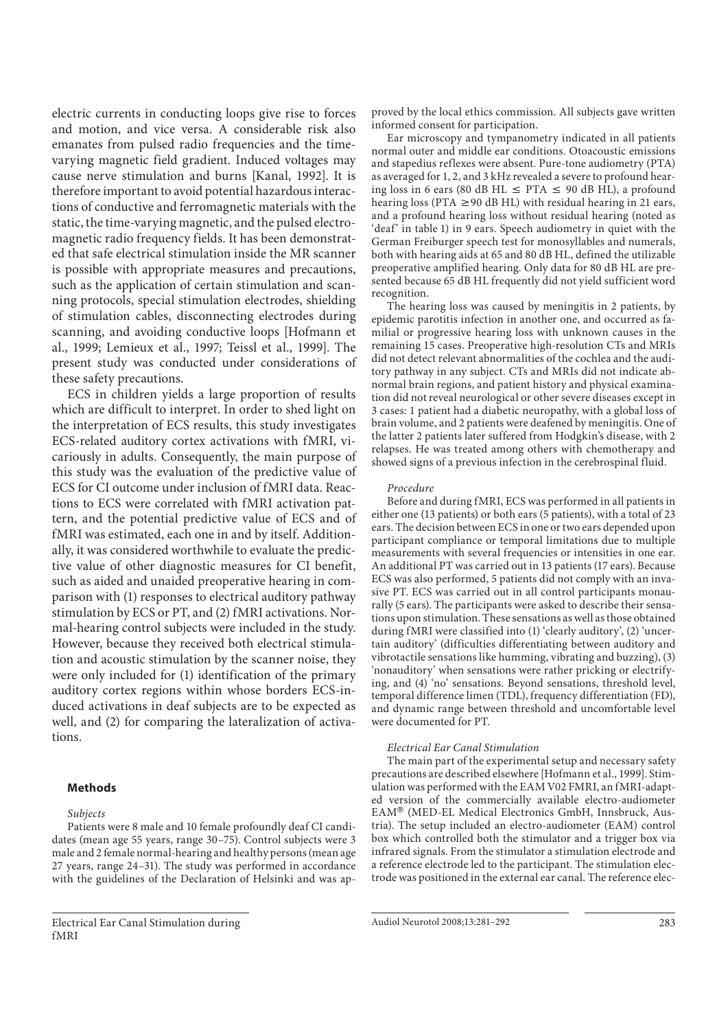electric currents in conducting loops give rise to forces and motion, and vice versa. A considerable risk also emanates from pulsed radio frequencies and the time-varying magnetic field gradient. Induced voltages may cause nerve stimulation and burns [Kanal, 1992]. It is therefore important to avoid potential hazardous interactions of conductive and ferromagnetic materials with the static, the time-varying magnetic, and the pulsed electromagnetic radio frequency fields. It has been demonstrated that safe electrical stimulation inside the MR scanner is possible with appropriate measures and precautions, such as the application of certain stimulation and scanning protocols, special stimulation electrodes, shielding of stimulation cables, disconnecting electrodes during scanning, and avoiding conductive loops [Hofmann et al., 1999; Lemieux et al., 1997; Teissl et al., 1999]. The present study was conducted under considerations of these safety precautions.

ECS in children yields a large proportion of results which are difficult to interpret. In order to shed light on the interpretation of ECS results, this study investigates ECS-related auditory cortex activations with fMRI, vicariously in adults. Consequently, the main purpose of this study was the evaluation of the predictive value of ECS for CI outcome under inclusion of fMRI data. Reactions to ECS were correlated with fMRI activation pattern, and the potential predictive value of ECS and of fMRI was estimated, each one in and by itself. Additionally, it was considered worthwhile to evaluate the predictive value of other diagnostic measures for CI benefit, such as aided and unaided preoperative hearing in comparison with (1) responses to electrical auditory pathway stimulation by ECS or PT, and (2) fMRI activations. Normal-hearing control subjects were included in the study. However, because they received both electrical stimulation and acoustic stimulation by the scanner noise, they were only included for (1) identification of the primary auditory cortex regions within whose borders ECS-induced activations in deaf subjects are to be expected as well, and (2) for comparing the lateralization of activations.

## Methods

*Subjects*

Patients were 8 male and 10 female profoundly deaf CI candidates (mean age 55 years, range 30–75). Control subjects were 3 male and 2 female normal-hearing and healthy persons (mean age 27 years, range 24–31). The study was performed in accordance with the guidelines of the Declaration of Helsinki and was approved by the local ethics commission. All subjects gave written informed consent for participation.

Ear microscopy and tympanometry indicated in all patients normal outer and middle ear conditions. Otoacoustic emissions and stapedius reflexes were absent. Pure-tone audiometry (PTA) as averaged for 1, 2, and 3 kHz revealed a severe to profound hearing loss in 6 ears (80 dB HL ≤ PTA ≤ 90 dB HL), a profound hearing loss (PTA ≥90 dB HL) with residual hearing in 21 ears, and a profound hearing loss without residual hearing (noted as 'deaf' in table 1) in 9 ears. Speech audiometry in quiet with the German Freiburger speech test for monosyllables and numerals, both with hearing aids at 65 and 80 dB HL, defined the utilizable preoperative amplified hearing. Only data for 80 dB HL are presented because 65 dB HL frequently did not yield sufficient word recognition.

The hearing loss was caused by meningitis in 2 patients, by epidemic parotitis infection in another one, and occurred as familial or progressive hearing loss with unknown causes in the remaining 15 cases. Preoperative high-resolution CTs and MRIs did not detect relevant abnormalities of the cochlea and the auditory pathway in any subject. CTs and MRIs did not indicate abnormal brain regions, and patient history and physical examination did not reveal neurological or other severe diseases except in 3 cases: 1 patient had a diabetic neuropathy, with a global loss of brain volume, and 2 patients were deafened by meningitis. One of the latter 2 patients later suffered from Hodgkin's disease, with 2 relapses. He was treated among others with chemotherapy and showed signs of a previous infection in the cerebrospinal fluid.

*Procedure*

Before and during fMRI, ECS was performed in all patients in either one (13 patients) or both ears (5 patients), with a total of 23 ears. The decision between ECS in one or two ears depended upon participant compliance or temporal limitations due to multiple measurements with several frequencies or intensities in one ear. An additional PT was carried out in 13 patients (17 ears). Because ECS was also performed, 5 patients did not comply with an invasive PT. ECS was carried out in all control participants monaurally (5 ears). The participants were asked to describe their sensations upon stimulation. These sensations as well as those obtained during fMRI were classified into (1) 'clearly auditory', (2) 'uncertain auditory' (difficulties differentiating between auditory and vibrotactile sensations like humming, vibrating and buzzing), (3) 'nonauditory' when sensations were rather pricking or electrifying, and (4) 'no' sensations. Beyond sensations, threshold level, temporal difference limen (TDL), frequency differentiation (FD), and dynamic range between threshold and uncomfortable level were documented for PT.

*Electrical Ear Canal Stimulation*

The main part of the experimental setup and necessary safety precautions are described elsewhere [Hofmann et al., 1999]. Stimulation was performed with the EAM V02 FMRI, an fMRI-adapted version of the commercially available electro-audiometer EAM® (MED-EL Medical Electronics GmbH, Innsbruck, Austria). The setup included an electro-audiometer (EAM) control box which controlled both the stimulator and a trigger box via infrared signals. From the stimulator a stimulation electrode and a reference electrode led to the participant. The stimulation electrode was positioned in the external ear canal. The reference elec-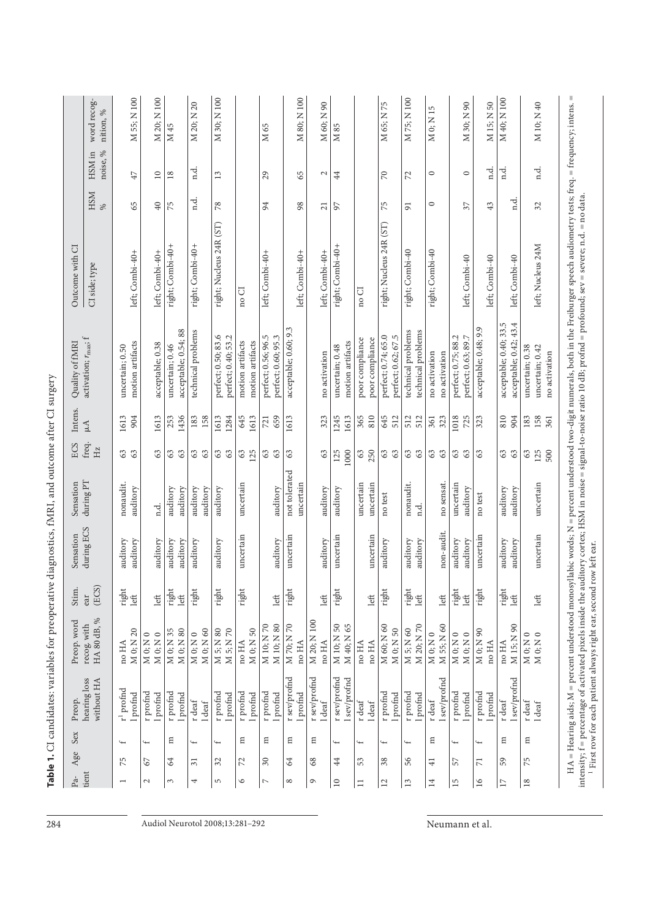**Table 1.** CI candidates: variables for preoperative diagnostics, fMRI, and outcome after CI surgery

| Pa-tient | Age | Sex | Preop. hearing loss without HA | Preop. word recog. with HA 80 dB, % | Stim. ear (ECS) | Sensation during ECS | Sensation during PT | ECS freq. Hz | Intens. µA | Quality of fMRI activation; $r_{max}$; f | Outcome with CI: CI side; type | HSM % | HSM in noise, % | word recog-nition, % |
|---|---|---|---|---|---|---|---|---|---|---|---|---|---|---|
| 1 | 75 | f | r[1] profnd | no HA | right | auditory | nonaudit. | 63 | 1613 | uncertain; 0.50 | | | | |
| | | | l profnd | M 0; N 20 | left | auditory | auditory | 63 | 904 | motion artifacts | left; Combi-40+ | 65 | 47 | M 55; N 100 |
| 2 | 67 | f | r profnd | M 0; N 0 | | | | | | | | | | M 20; N 100 |
| | | | l profnd | M 0; N 0 | left | auditory | n.d. | 63 | 1613 | acceptable; 0.38 | left; Combi-40+ | 40 | 10 | |
| 3 | 64 | m | r profnd | M 0; N 35 | right | auditory | auditory | 63 | 253 | uncertain; 0.46 | right; Combi-40+ | 75 | 18 | M 45 |
| | | | l profnd | M 0; N 80 | left | auditory | auditory | 63 | 1436 | acceptable; 0.54; 88 | | | | |
| 4 | 31 | f | r deaf | M 0; N 0 | right | auditory | auditory | 63 | 183 | technical problems | right; Combi-40+ | n.d. | n.d. | M 20; N 20 |
| | | | l deaf | M 0; N 60 | | | auditory | 63 | 158 | | | | | |
| 5 | 32 | f | r profnd | M 5; N 80 | right | auditory | auditory | 63 | 1613 | perfect; 0.50; 83.6 | right; Nucleus 24R (ST) | 78 | 13 | M 30; N 100 |
| | | | l profnd | M 5; N 70 | | | | 63 | 1284 | perfect; 0.40; 53.2 | | | | |
| 6 | 72 | m | r profnd | no HA | right | uncertain | uncertain | 63 | 645 | motion artifacts | no CI | | | |
| | | | l profnd | M 0; N 50 | | | | 125 | 1613 | motion artifacts | | | | |
| 7 | 30 | m | r profnd | M 10; N 70 | | | | 63 | 721 | perfect; 0.56; 96.5 | left; Combi-40+ | 94 | 29 | M 65 |
| | | | l profnd | M 10; N 80 | left | auditory | auditory | 63 | 659 | perfect; 0.60; 95.3 | | | | |
| 8 | 64 | m | r sev/profnd | M 70; N 70 | right | uncertain | not tolerated | 63 | 1613 | acceptable; 0.60; 9.3 | | | | |
| | | | l profnd | no HA | | | uncertain | | | | left; Combi-40+ | 98 | 65 | M 80; N 100 |
| 9 | 68 | m | r sev/profnd | M 20; N 100 | | | | | | | | | | |
| | | | l deaf | no HA | left | auditory | auditory | 63 | 323 | no activation | left; Combi-40+ | 21 | 2 | M 60; N 90 |
| 10 | 44 | f | r sev/profnd | M 10; N 50 | right | uncertain | auditory | 125 | 1245 | uncertain; 0.48 | right; Combi-40+ | 97 | 44 | M 85 |
| | | | l sev/profnd | M 40; N 65 | | | | 1000 | 1613 | motion artifacts | | | | |
| 11 | 53 | f | r deaf | no HA | | | uncertain | 63 | 365 | poor compliance | no CI | | | |
| | | | l deaf | no HA | left | uncertain | uncertain | 250 | 810 | poor compliance | | | | |
| 12 | 38 | f | r profnd | M 60; N 60 | right | auditory | no test | 63 | 645 | perfect; 0.74; 65.0 | right; Nucleus 24R (ST) | 75 | 70 | M 65; N 75 |
| | | | l profnd | M 0; N 50 | | | | 63 | 512 | perfect; 0.62; 67.5 | | | | |
| 13 | 56 | f | r profnd | M 5; N 60 | right | auditory | nonaudit. | 63 | 512 | technical problems | right; Combi-40 | 91 | 72 | M 75; N 100 |
| | | | l profnd | M 20; N 70 | left | auditory | n.d. | 63 | 512 | technical problems | | | | |
| 14 | 41 | m | r deaf | M 0; N 0 | | | | 63 | 361 | no activation | right; Combi-40 | 0 | 0 | M 0; N 15 |
| | | | l sev/profnd | M 55; N 60 | left | non-audit. | no sensat. | 63 | 323 | no activation | | | | |
| 15 | 57 | f | r profnd | M 0; N 0 | right | auditory | uncertain | 63 | 1018 | perfect; 0.75; 88.2 | | | | |
| | | | l profnd | M 0; N 0 | left | auditory | auditory | 63 | 725 | perfect; 0.63; 89.7 | left; Combi-40 | 37 | 0 | M 30; N 90 |
| 16 | 71 | f | r profnd | M 0; N 90 | right | uncertain | no test | 63 | 323 | acceptable; 0.48; 9.9 | left; Combi-40 | 43 | n.d. | M 15; N 50 |
| | | | l profnd | no HA | | | | | | | | | | |
| 17 | 59 | m | r deaf | no HA | right | auditory | auditory | 63 | 810 | acceptable; 0.40; 33.5 | | | n.d. | M 40; N 100 |
| | | | l sev/profnd | M 15; N 90 | left | auditory | auditory | 63 | 904 | acceptable; 0.42; 43.4 | left; Combi-40 | n.d. | | |
| 18 | 75 | m | r deaf | M 0; N 0 | | | | 63 | 183 | uncertain; 0.38 | | | | |
| | | | l deaf | M 0; N 0 | left | uncertain | uncertain | 125 | 158 | uncertain; 0.42 | left; Nucleus 24M | 32 | n.d. | M 10; N 40 |
| | | | | | | | | 500 | 361 | no activation | | | | |

HA = Hearing aids; M = percent understood monosyllabic words; N = percent understood two-digit numerals, both in the Freiburger speech audiometry tests; freq. = frequency; intens. = intensity; f = percentage of activated pixels inside the auditory cortex; HSM in noise = signal-to-noise ratio 10 dB; profnd = profound; sev = severe; n.d. = no data.

[1] First row for each patient always right ear, second row left ear.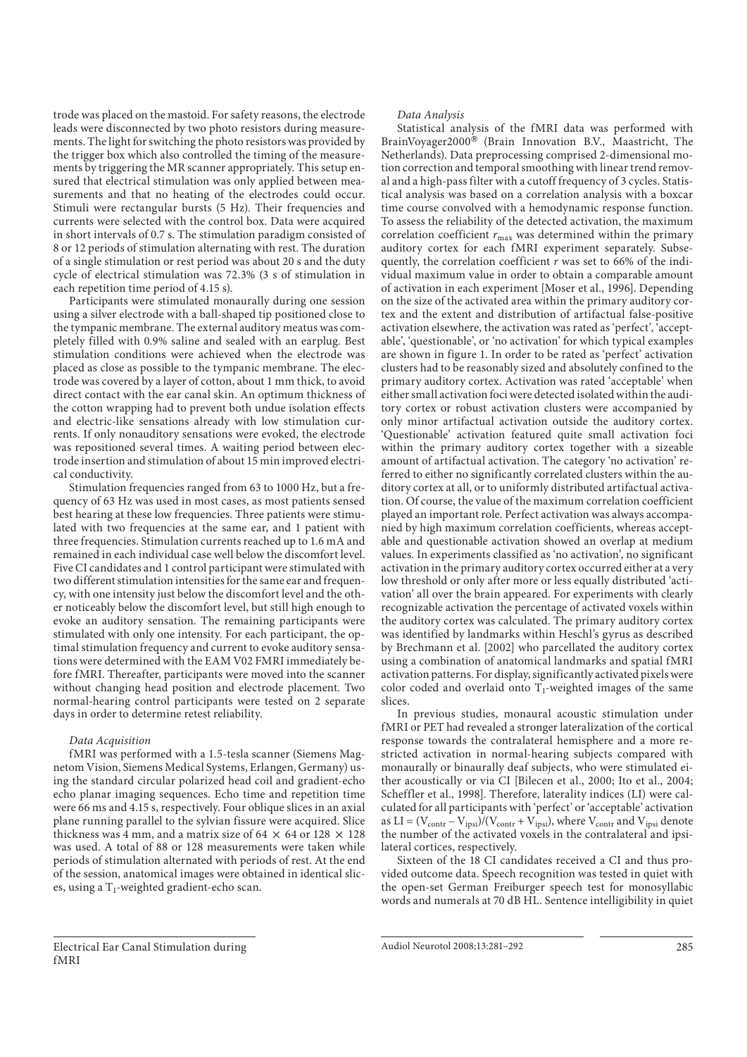trode was placed on the mastoid. For safety reasons, the electrode leads were disconnected by two photo resistors during measurements. The light for switching the photo resistors was provided by the trigger box which also controlled the timing of the measurements by triggering the MR scanner appropriately. This setup ensured that electrical stimulation was only applied between measurements and that no heating of the electrodes could occur. Stimuli were rectangular bursts (5 Hz). Their frequencies and currents were selected with the control box. Data were acquired in short intervals of 0.7 s. The stimulation paradigm consisted of 8 or 12 periods of stimulation alternating with rest. The duration of a single stimulation or rest period was about 20 s and the duty cycle of electrical stimulation was 72.3% (3 s of stimulation in each repetition time period of 4.15 s).

Participants were stimulated monaurally during one session using a silver electrode with a ball-shaped tip positioned close to the tympanic membrane. The external auditory meatus was completely filled with 0.9% saline and sealed with an earplug. Best stimulation conditions were achieved when the electrode was placed as close as possible to the tympanic membrane. The electrode was covered by a layer of cotton, about 1 mm thick, to avoid direct contact with the ear canal skin. An optimum thickness of the cotton wrapping had to prevent both undue isolation effects and electric-like sensations already with low stimulation currents. If only nonauditory sensations were evoked, the electrode was repositioned several times. A waiting period between electrode insertion and stimulation of about 15 min improved electrical conductivity.

Stimulation frequencies ranged from 63 to 1000 Hz, but a frequency of 63 Hz was used in most cases, as most patients sensed best hearing at these low frequencies. Three patients were stimulated with two frequencies at the same ear, and 1 patient with three frequencies. Stimulation currents reached up to 1.6 mA and remained in each individual case well below the discomfort level. Five CI candidates and 1 control participant were stimulated with two different stimulation intensities for the same ear and frequency, with one intensity just below the discomfort level and the other noticeably below the discomfort level, but still high enough to evoke an auditory sensation. The remaining participants were stimulated with only one intensity. For each participant, the optimal stimulation frequency and current to evoke auditory sensations were determined with the EAM V02 FMRI immediately before fMRI. Thereafter, participants were moved into the scanner without changing head position and electrode placement. Two normal-hearing control participants were tested on 2 separate days in order to determine retest reliability.

*Data Acquisition*

fMRI was performed with a 1.5-tesla scanner (Siemens Magnetom Vision, Siemens Medical Systems, Erlangen, Germany) using the standard circular polarized head coil and gradient-echo echo planar imaging sequences. Echo time and repetition time were 66 ms and 4.15 s, respectively. Four oblique slices in an axial plane running parallel to the sylvian fissure were acquired. Slice thickness was 4 mm, and a matrix size of 64 × 64 or 128 × 128 was used. A total of 88 or 128 measurements were taken while periods of stimulation alternated with periods of rest. At the end of the session, anatomical images were obtained in identical slices, using a $T_1$-weighted gradient-echo scan.

*Data Analysis*

Statistical analysis of the fMRI data was performed with BrainVoyager2000® (Brain Innovation B.V., Maastricht, The Netherlands). Data preprocessing comprised 2-dimensional motion correction and temporal smoothing with linear trend removal and a high-pass filter with a cutoff frequency of 3 cycles. Statistical analysis was based on a correlation analysis with a boxcar time course convolved with a hemodynamic response function. To assess the reliability of the detected activation, the maximum correlation coefficient $r_{max}$ was determined within the primary auditory cortex for each fMRI experiment separately. Subsequently, the correlation coefficient $r$ was set to 66% of the individual maximum value in order to obtain a comparable amount of activation in each experiment [Moser et al., 1996]. Depending on the size of the activated area within the primary auditory cortex and the extent and distribution of artifactual false-positive activation elsewhere, the activation was rated as 'perfect', 'acceptable', 'questionable', or 'no activation' for which typical examples are shown in figure 1. In order to be rated as 'perfect' activation clusters had to be reasonably sized and absolutely confined to the primary auditory cortex. Activation was rated 'acceptable' when either small activation foci were detected isolated within the auditory cortex or robust activation clusters were accompanied by only minor artifactual activation outside the auditory cortex. 'Questionable' activation featured quite small activation foci within the primary auditory cortex together with a sizeable amount of artifactual activation. The category 'no activation' referred to either no significantly correlated clusters within the auditory cortex at all, or to uniformly distributed artifactual activation. Of course, the value of the maximum correlation coefficient played an important role. Perfect activation was always accompanied by high maximum correlation coefficients, whereas acceptable and questionable activation showed an overlap at medium values. In experiments classified as 'no activation', no significant activation in the primary auditory cortex occurred either at a very low threshold or only after more or less equally distributed 'activation' all over the brain appeared. For experiments with clearly recognizable activation the percentage of activated voxels within the auditory cortex was calculated. The primary auditory cortex was identified by landmarks within Heschl's gyrus as described by Brechmann et al. [2002] who parcellated the auditory cortex using a combination of anatomical landmarks and spatial fMRI activation patterns. For display, significantly activated pixels were color coded and overlaid onto $T_1$-weighted images of the same slices.

In previous studies, monaural acoustic stimulation under fMRI or PET had revealed a stronger lateralization of the cortical response towards the contralateral hemisphere and a more restricted activation in normal-hearing subjects compared with monaurally or binaurally deaf subjects, who were stimulated either acoustically or via CI [Bilecen et al., 2000; Ito et al., 2004; Scheffler et al., 1998]. Therefore, laterality indices (LI) were calculated for all participants with 'perfect' or 'acceptable' activation as $LI = (V_{contr} - V_{ipsi})/(V_{contr} + V_{ipsi})$, where $V_{contr}$ and $V_{ipsi}$ denote the number of the activated voxels in the contralateral and ipsilateral cortices, respectively.

Sixteen of the 18 CI candidates received a CI and thus provided outcome data. Speech recognition was tested in quiet with the open-set German Freiburger speech test for monosyllabic words and numerals at 70 dB HL. Sentence intelligibility in quiet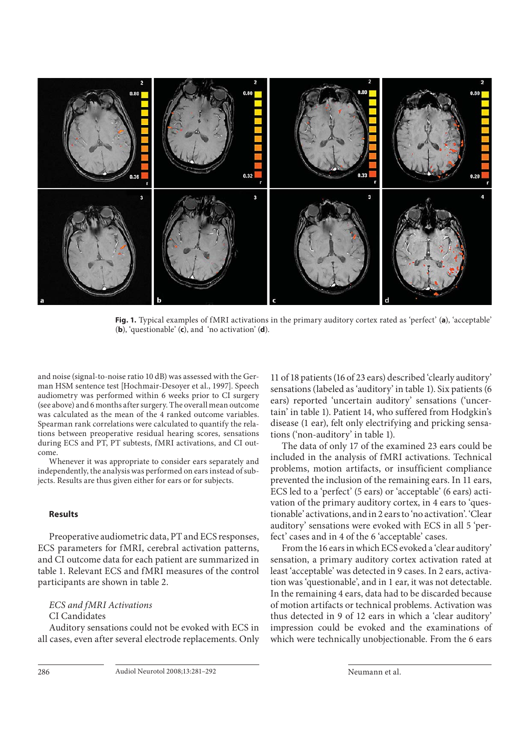**Fig. 1.** Typical examples of fMRI activations in the primary auditory cortex rated as 'perfect' (**a**), 'acceptable' (**b**), 'questionable' (**c**), and 'no activation' (**d**).

and noise (signal-to-noise ratio 10 dB) was assessed with the German HSM sentence test [Hochmair-Desoyer et al., 1997]. Speech audiometry was performed within 6 weeks prior to CI surgery (see above) and 6 months after surgery. The overall mean outcome was calculated as the mean of the 4 ranked outcome variables. Spearman rank correlations were calculated to quantify the relations between preoperative residual hearing scores, sensations during ECS and PT, PT subtests, fMRI activations, and CI outcome.

Whenever it was appropriate to consider ears separately and independently, the analysis was performed on ears instead of subjects. Results are thus given either for ears or for subjects.

## Results

Preoperative audiometric data, PT and ECS responses, ECS parameters for fMRI, cerebral activation patterns, and CI outcome data for each patient are summarized in table 1. Relevant ECS and fMRI measures of the control participants are shown in table 2.

### *ECS and fMRI Activations*

CI Candidates

Auditory sensations could not be evoked with ECS in all cases, even after several electrode replacements. Only 11 of 18 patients (16 of 23 ears) described 'clearly auditory' sensations (labeled as 'auditory' in table 1). Six patients (6 ears) reported 'uncertain auditory' sensations ('uncertain' in table 1). Patient 14, who suffered from Hodgkin's disease (1 ear), felt only electrifying and pricking sensations ('non-auditory' in table 1).

The data of only 17 of the examined 23 ears could be included in the analysis of fMRI activations. Technical problems, motion artifacts, or insufficient compliance prevented the inclusion of the remaining ears. In 11 ears, ECS led to a 'perfect' (5 ears) or 'acceptable' (6 ears) activation of the primary auditory cortex, in 4 ears to 'questionable' activations, and in 2 ears to 'no activation'. 'Clear auditory' sensations were evoked with ECS in all 5 'perfect' cases and in 4 of the 6 'acceptable' cases.

From the 16 ears in which ECS evoked a 'clear auditory' sensation, a primary auditory cortex activation rated at least 'acceptable' was detected in 9 cases. In 2 ears, activation was 'questionable', and in 1 ear, it was not detectable. In the remaining 4 ears, data had to be discarded because of motion artifacts or technical problems. Activation was thus detected in 9 of 12 ears in which a 'clear auditory' impression could be evoked and the examinations of which were technically unobjectionable. From the 6 ears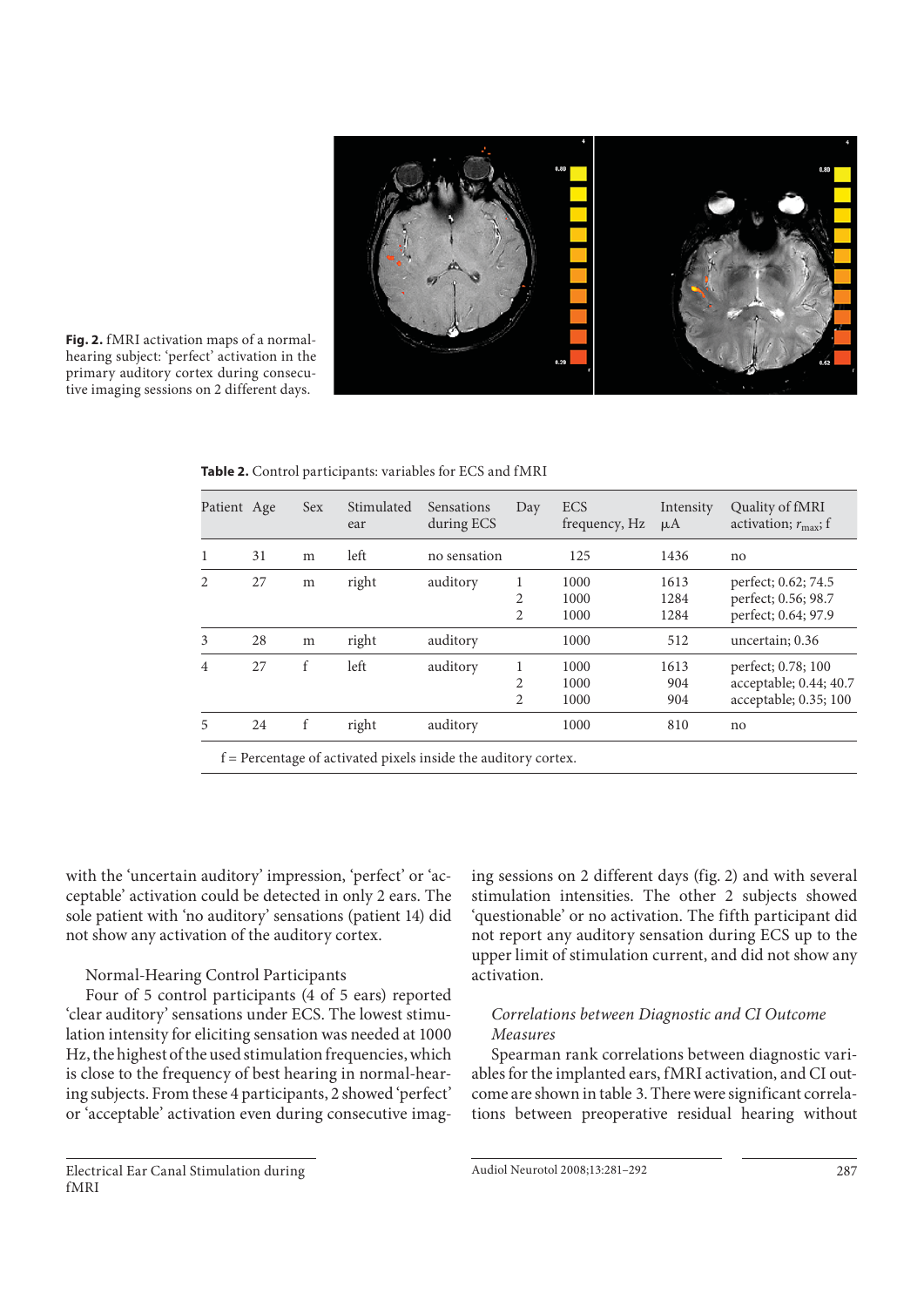**Fig. 2.** fMRI activation maps of a normal-hearing subject: 'perfect' activation in the primary auditory cortex during consecutive imaging sessions on 2 different days.

**Table 2.** Control participants: variables for ECS and fMRI

| Patient | Age | Sex | Stimulated ear | Sensations during ECS | Day | ECS frequency, Hz | Intensity µA | Quality of fMRI activation; $r_{max}$; f |
|---|---|---|---|---|---|---|---|---|
| 1 | 31 | m | left | no sensation | | 125 | 1436 | no |
| 2 | 27 | m | right | auditory | 1<br>2<br>2 | 1000<br>1000<br>1000 | 1613<br>1284<br>1284 | perfect; 0.62; 74.5<br>perfect; 0.56; 98.7<br>perfect; 0.64; 97.9 |
| 3 | 28 | m | right | auditory | | 1000 | 512 | uncertain; 0.36 |
| 4 | 27 | f | left | auditory | 1<br>2<br>2 | 1000<br>1000<br>1000 | 1613<br>904<br>904 | perfect; 0.78; 100<br>acceptable; 0.44; 40.7<br>acceptable; 0.35; 100 |
| 5 | 24 | f | right | auditory | | 1000 | 810 | no |

f = Percentage of activated pixels inside the auditory cortex.

with the 'uncertain auditory' impression, 'perfect' or 'acceptable' activation could be detected in only 2 ears. The sole patient with 'no auditory' sensations (patient 14) did not show any activation of the auditory cortex.

Normal-Hearing Control Participants

Four of 5 control participants (4 of 5 ears) reported 'clear auditory' sensations under ECS. The lowest stimulation intensity for eliciting sensation was needed at 1000 Hz, the highest of the used stimulation frequencies, which is close to the frequency of best hearing in normal-hearing subjects. From these 4 participants, 2 showed 'perfect' or 'acceptable' activation even during consecutive imaging sessions on 2 different days (fig. 2) and with several stimulation intensities. The other 2 subjects showed 'questionable' or no activation. The fifth participant did not report any auditory sensation during ECS up to the upper limit of stimulation current, and did not show any activation.

*Correlations between Diagnostic and CI Outcome Measures*

Spearman rank correlations between diagnostic variables for the implanted ears, fMRI activation, and CI outcome are shown in table 3. There were significant correlations between preoperative residual hearing without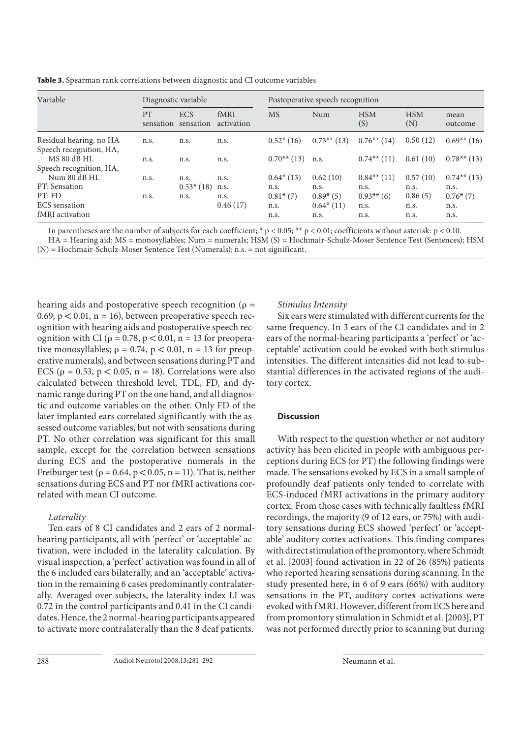**Table 3.** Spearman rank correlations between diagnostic and CI outcome variables

| Variable | Diagnostic variable | | | Postoperative speech recognition | | | | |
|---|---|---|---|---|---|---|---|---|
| | PT sensation | ECS sensation | fMRI activation | MS | Num | HSM (S) | HSM (N) | mean outcome |
| Residual hearing, no HA | n.s. | n.s. | n.s. | 0.52* (16) | 0.73** (13) | 0.76** (14) | 0.50 (12) | 0.69** (16) |
| Speech recognition, HA, MS 80 dB HL | n.s. | n.s. | n.s. | 0.70** (13) | n.s. | 0.74** (11) | 0.61 (10) | 0.78** (13) |
| Speech recognition, HA, Num 80 dB HL | n.s. | n.s. | n.s. | 0.64* (13) | 0.62 (10) | 0.84** (11) | 0.57 (10) | 0.74** (13) |
| PT: Sensation | | 0.53* (18) | n.s. | n.s. | n.s. | n.s. | n.s. | n.s. |
| PT: FD | n.s. | n.s. | n.s. | 0.81* (7) | 0.89* (5) | 0.93** (6) | 0.86 (5) | 0.76* (7) |
| ECS sensation | | | 0.46 (17) | n.s. | 0.64* (11) | n.s. | n.s. | n.s. |
| fMRI activation | | | | n.s. | n.s. | n.s. | n.s. | n.s. |

In parentheses are the number of subjects for each coefficient; * p < 0.05; ** p < 0.01; coefficients without asterisk: p < 0.10.
HA = Hearing aid; MS = monosyllables; Num = numerals; HSM (S) = Hochmair-Schulz-Moser Sentence Test (Sentences); HSM (N) = Hochmair-Schulz-Moser Sentence Test (Numerals); n.s. = not significant.

hearing aids and postoperative speech recognition ($\rho = 0.69$, $p < 0.01$, $n = 16$), between preoperative speech recognition with hearing aids and postoperative speech recognition with CI ($\rho = 0.78$, $p < 0.01$, $n = 13$ for preoperative monosyllables; $\rho = 0.74$, $p < 0.01$, $n = 13$ for preoperative numerals), and between sensations during PT and ECS ($\rho = 0.53$, $p < 0.05$, $n = 18$). Correlations were also calculated between threshold level, TDL, FD, and dynamic range during PT on the one hand, and all diagnostic and outcome variables on the other. Only FD of the later implanted ears correlated significantly with the assessed outcome variables, but not with sensations during PT. No other correlation was significant for this small sample, except for the correlation between sensations during ECS and the postoperative numerals in the Freiburger test ($\rho = 0.64$, $p < 0.05$, $n = 11$). That is, neither sensations during ECS and PT nor fMRI activations correlated with mean CI outcome.

*Laterality*

Ten ears of 8 CI candidates and 2 ears of 2 normal-hearing participants, all with 'perfect' or 'acceptable' activation, were included in the laterality calculation. By visual inspection, a 'perfect' activation was found in all of the 6 included ears bilaterally, and an 'acceptable' activation in the remaining 6 cases predominantly contralaterally. Averaged over subjects, the laterality index LI was 0.72 in the control participants and 0.41 in the CI candidates. Hence, the 2 normal-hearing participants appeared to activate more contralaterally than the 8 deaf patients.

*Stimulus Intensity*

Six ears were stimulated with different currents for the same frequency. In 3 ears of the CI candidates and in 2 ears of the normal-hearing participants a 'perfect' or 'acceptable' activation could be evoked with both stimulus intensities. The different intensities did not lead to substantial differences in the activated regions of the auditory cortex.

## Discussion

With respect to the question whether or not auditory activity has been elicited in people with ambiguous perceptions during ECS (or PT) the following findings were made. The sensations evoked by ECS in a small sample of profoundly deaf patients only tended to correlate with ECS-induced fMRI activations in the primary auditory cortex. From those cases with technically faultless fMRI recordings, the majority (9 of 12 ears, or 75%) with auditory sensations during ECS showed 'perfect' or 'acceptable' auditory cortex activations. This finding compares with direct stimulation of the promontory, where Schmidt et al. [2003] found activation in 22 of 26 (85%) patients who reported hearing sensations during scanning. In the study presented here, in 6 of 9 ears (66%) with auditory sensations in the PT, auditory cortex activations were evoked with fMRI. However, different from ECS here and from promontory stimulation in Schmidt et al. [2003], PT was not performed directly prior to scanning but during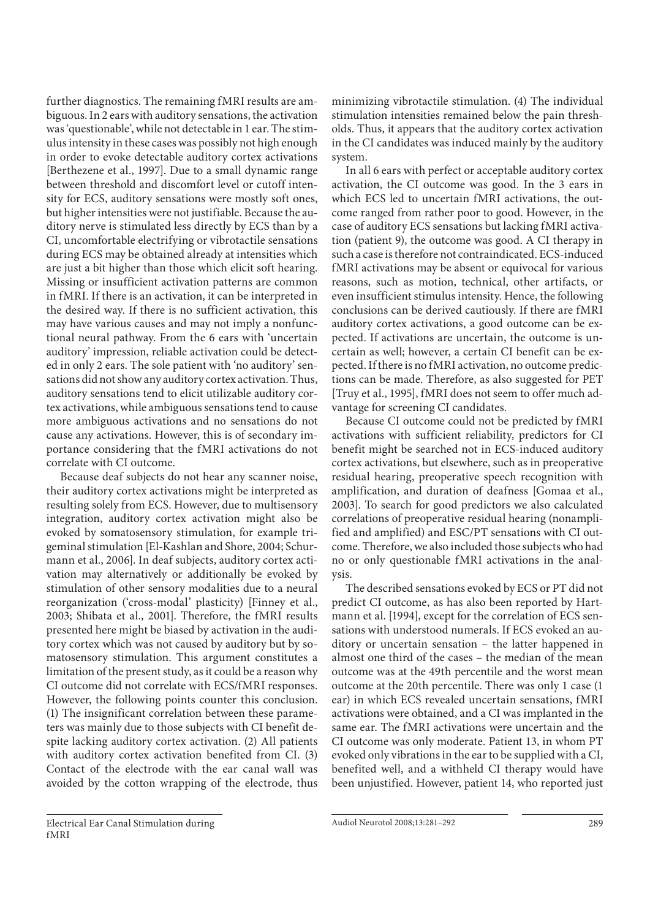further diagnostics. The remaining fMRI results are ambiguous. In 2 ears with auditory sensations, the activation was 'questionable', while not detectable in 1 ear. The stimulus intensity in these cases was possibly not high enough in order to evoke detectable auditory cortex activations [Berthezene et al., 1997]. Due to a small dynamic range between threshold and discomfort level or cutoff intensity for ECS, auditory sensations were mostly soft ones, but higher intensities were not justifiable. Because the auditory nerve is stimulated less directly by ECS than by a CI, uncomfortable electrifying or vibrotactile sensations during ECS may be obtained already at intensities which are just a bit higher than those which elicit soft hearing. Missing or insufficient activation patterns are common in fMRI. If there is an activation, it can be interpreted in the desired way. If there is no sufficient activation, this may have various causes and may not imply a nonfunctional neural pathway. From the 6 ears with 'uncertain auditory' impression, reliable activation could be detected in only 2 ears. The sole patient with 'no auditory' sensations did not show any auditory cortex activation. Thus, auditory sensations tend to elicit utilizable auditory cortex activations, while ambiguous sensations tend to cause more ambiguous activations and no sensations do not cause any activations. However, this is of secondary importance considering that the fMRI activations do not correlate with CI outcome.

Because deaf subjects do not hear any scanner noise, their auditory cortex activations might be interpreted as resulting solely from ECS. However, due to multisensory integration, auditory cortex activation might also be evoked by somatosensory stimulation, for example trigeminal stimulation [El-Kashlan and Shore, 2004; Schurmann et al., 2006]. In deaf subjects, auditory cortex activation may alternatively or additionally be evoked by stimulation of other sensory modalities due to a neural reorganization ('cross-modal' plasticity) [Finney et al., 2003; Shibata et al., 2001]. Therefore, the fMRI results presented here might be biased by activation in the auditory cortex which was not caused by auditory but by somatosensory stimulation. This argument constitutes a limitation of the present study, as it could be a reason why CI outcome did not correlate with ECS/fMRI responses. However, the following points counter this conclusion. (1) The insignificant correlation between these parameters was mainly due to those subjects with CI benefit despite lacking auditory cortex activation. (2) All patients with auditory cortex activation benefited from CI. (3) Contact of the electrode with the ear canal wall was avoided by the cotton wrapping of the electrode, thus minimizing vibrotactile stimulation. (4) The individual stimulation intensities remained below the pain thresholds. Thus, it appears that the auditory cortex activation in the CI candidates was induced mainly by the auditory system.

In all 6 ears with perfect or acceptable auditory cortex activation, the CI outcome was good. In the 3 ears in which ECS led to uncertain fMRI activations, the outcome ranged from rather poor to good. However, in the case of auditory ECS sensations but lacking fMRI activation (patient 9), the outcome was good. A CI therapy in such a case is therefore not contraindicated. ECS-induced fMRI activations may be absent or equivocal for various reasons, such as motion, technical, other artifacts, or even insufficient stimulus intensity. Hence, the following conclusions can be derived cautiously. If there are fMRI auditory cortex activations, a good outcome can be expected. If activations are uncertain, the outcome is uncertain as well; however, a certain CI benefit can be expected. If there is no fMRI activation, no outcome predictions can be made. Therefore, as also suggested for PET [Truy et al., 1995], fMRI does not seem to offer much advantage for screening CI candidates.

Because CI outcome could not be predicted by fMRI activations with sufficient reliability, predictors for CI benefit might be searched not in ECS-induced auditory cortex activations, but elsewhere, such as in preoperative residual hearing, preoperative speech recognition with amplification, and duration of deafness [Gomaa et al., 2003]. To search for good predictors we also calculated correlations of preoperative residual hearing (nonamplified and amplified) and ESC/PT sensations with CI outcome. Therefore, we also included those subjects who had no or only questionable fMRI activations in the analysis.

The described sensations evoked by ECS or PT did not predict CI outcome, as has also been reported by Hartmann et al. [1994], except for the correlation of ECS sensations with understood numerals. If ECS evoked an auditory or uncertain sensation – the latter happened in almost one third of the cases – the median of the mean outcome was at the 49th percentile and the worst mean outcome at the 20th percentile. There was only 1 case (1 ear) in which ECS revealed uncertain sensations, fMRI activations were obtained, and a CI was implanted in the same ear. The fMRI activations were uncertain and the CI outcome was only moderate. Patient 13, in whom PT evoked only vibrations in the ear to be supplied with a CI, benefited well, and a withheld CI therapy would have been unjustified. However, patient 14, who reported just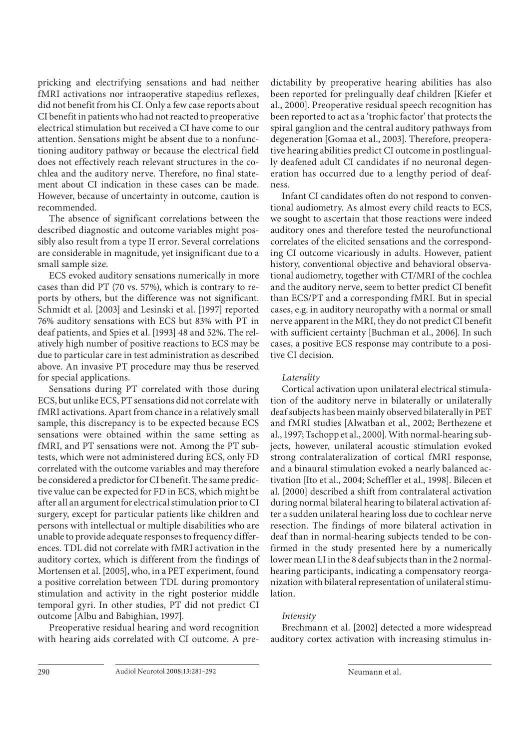pricking and electrifying sensations and had neither fMRI activations nor intraoperative stapedius reflexes, did not benefit from his CI. Only a few case reports about CI benefit in patients who had not reacted to preoperative electrical stimulation but received a CI have come to our attention. Sensations might be absent due to a nonfunctioning auditory pathway or because the electrical field does not effectively reach relevant structures in the cochlea and the auditory nerve. Therefore, no final statement about CI indication in these cases can be made. However, because of uncertainty in outcome, caution is recommended.

The absence of significant correlations between the described diagnostic and outcome variables might possibly also result from a type II error. Several correlations are considerable in magnitude, yet insignificant due to a small sample size.

ECS evoked auditory sensations numerically in more cases than did PT (70 vs. 57%), which is contrary to reports by others, but the difference was not significant. Schmidt et al. [2003] and Lesinski et al. [1997] reported 76% auditory sensations with ECS but 83% with PT in deaf patients, and Spies et al. [1993] 48 and 52%. The relatively high number of positive reactions to ECS may be due to particular care in test administration as described above. An invasive PT procedure may thus be reserved for special applications.

Sensations during PT correlated with those during ECS, but unlike ECS, PT sensations did not correlate with fMRI activations. Apart from chance in a relatively small sample, this discrepancy is to be expected because ECS sensations were obtained within the same setting as fMRI, and PT sensations were not. Among the PT subtests, which were not administered during ECS, only FD correlated with the outcome variables and may therefore be considered a predictor for CI benefit. The same predictive value can be expected for FD in ECS, which might be after all an argument for electrical stimulation prior to CI surgery, except for particular patients like children and persons with intellectual or multiple disabilities who are unable to provide adequate responses to frequency differences. TDL did not correlate with fMRI activation in the auditory cortex, which is different from the findings of Mortensen et al. [2005], who, in a PET experiment, found a positive correlation between TDL during promontory stimulation and activity in the right posterior middle temporal gyri. In other studies, PT did not predict CI outcome [Albu and Babighian, 1997].

Preoperative residual hearing and word recognition with hearing aids correlated with CI outcome. A predictability by preoperative hearing abilities has also been reported for prelingually deaf children [Kiefer et al., 2000]. Preoperative residual speech recognition has been reported to act as a 'trophic factor' that protects the spiral ganglion and the central auditory pathways from degeneration [Gomaa et al., 2003]. Therefore, preoperative hearing abilities predict CI outcome in postlingually deafened adult CI candidates if no neuronal degeneration has occurred due to a lengthy period of deafness.

Infant CI candidates often do not respond to conventional audiometry. As almost every child reacts to ECS, we sought to ascertain that those reactions were indeed auditory ones and therefore tested the neurofunctional correlates of the elicited sensations and the corresponding CI outcome vicariously in adults. However, patient history, conventional objective and behavioral observational audiometry, together with CT/MRI of the cochlea and the auditory nerve, seem to better predict CI benefit than ECS/PT and a corresponding fMRI. But in special cases, e.g. in auditory neuropathy with a normal or small nerve apparent in the MRI, they do not predict CI benefit with sufficient certainty [Buchman et al., 2006]. In such cases, a positive ECS response may contribute to a positive CI decision.

*Laterality*

Cortical activation upon unilateral electrical stimulation of the auditory nerve in bilaterally or unilaterally deaf subjects has been mainly observed bilaterally in PET and fMRI studies [Alwatban et al., 2002; Berthezene et al., 1997; Tschopp et al., 2000]. With normal-hearing subjects, however, unilateral acoustic stimulation evoked strong contralateralization of cortical fMRI response, and a binaural stimulation evoked a nearly balanced activation [Ito et al., 2004; Scheffler et al., 1998]. Bilecen et al. [2000] described a shift from contralateral activation during normal bilateral hearing to bilateral activation after a sudden unilateral hearing loss due to cochlear nerve resection. The findings of more bilateral activation in deaf than in normal-hearing subjects tended to be confirmed in the study presented here by a numerically lower mean LI in the 8 deaf subjects than in the 2 normal-hearing participants, indicating a compensatory reorganization with bilateral representation of unilateral stimulation.

*Intensity*

Brechmann et al. [2002] detected a more widespread auditory cortex activation with increasing stimulus in-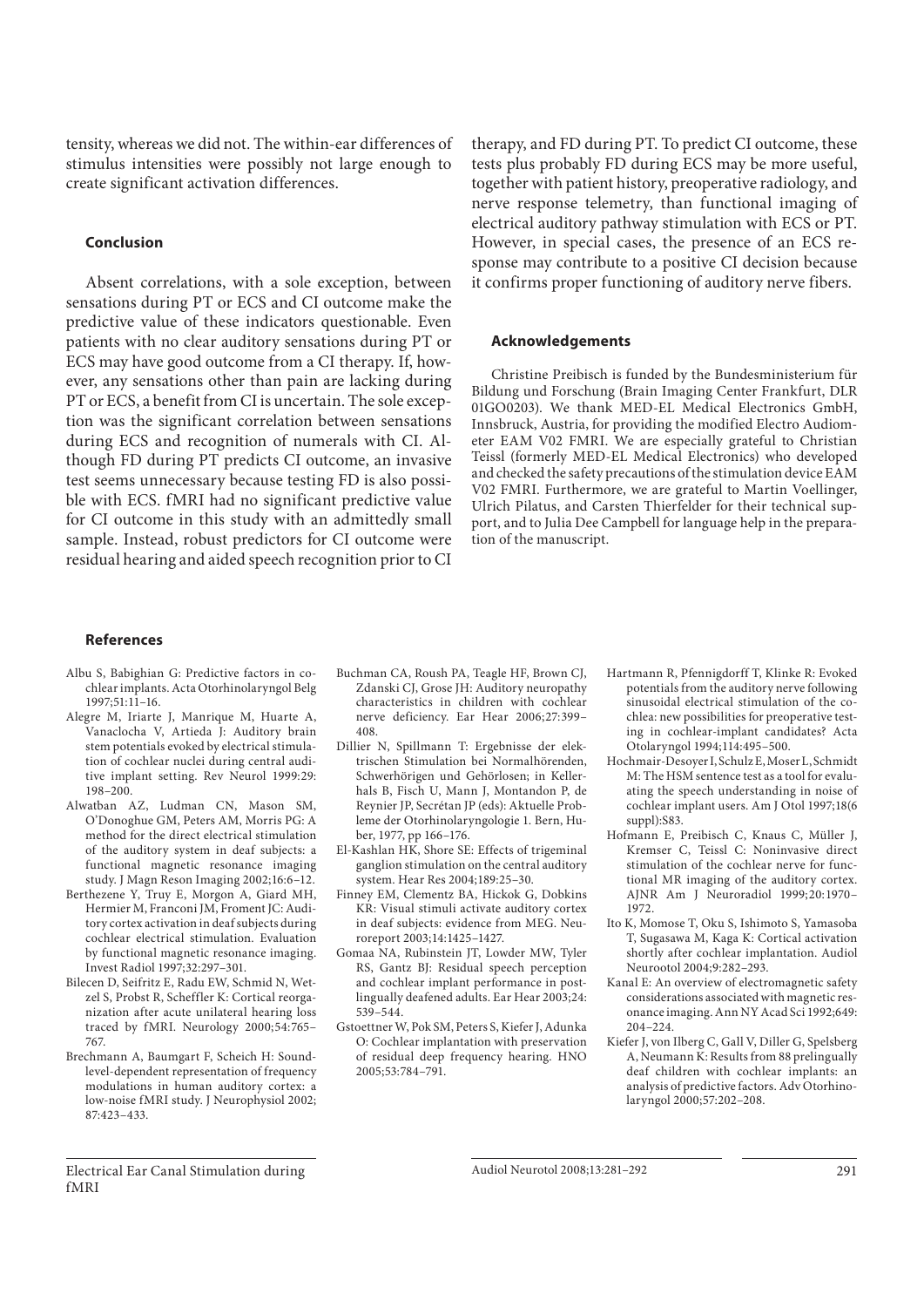tensity, whereas we did not. The within-ear differences of stimulus intensities were possibly not large enough to create significant activation differences.

### Conclusion

Absent correlations, with a sole exception, between sensations during PT or ECS and CI outcome make the predictive value of these indicators questionable. Even patients with no clear auditory sensations during PT or ECS may have good outcome from a CI therapy. If, however, any sensations other than pain are lacking during PT or ECS, a benefit from CI is uncertain. The sole exception was the significant correlation between sensations during ECS and recognition of numerals with CI. Although FD during PT predicts CI outcome, an invasive test seems unnecessary because testing FD is also possible with ECS. fMRI had no significant predictive value for CI outcome in this study with an admittedly small sample. Instead, robust predictors for CI outcome were residual hearing and aided speech recognition prior to CI therapy, and FD during PT. To predict CI outcome, these tests plus probably FD during ECS may be more useful, together with patient history, preoperative radiology, and nerve response telemetry, than functional imaging of electrical auditory pathway stimulation with ECS or PT. However, in special cases, the presence of an ECS response may contribute to a positive CI decision because it confirms proper functioning of auditory nerve fibers.

### Acknowledgements

Christine Preibisch is funded by the Bundesministerium für Bildung und Forschung (Brain Imaging Center Frankfurt, DLR 01GO0203). We thank MED-EL Medical Electronics GmbH, Innsbruck, Austria, for providing the modified Electro Audiometer EAM V02 FMRI. We are especially grateful to Christian Teissl (formerly MED-EL Medical Electronics) who developed and checked the safety precautions of the stimulation device EAM V02 FMRI. Furthermore, we are grateful to Martin Voellinger, Ulrich Pilatus, and Carsten Thierfelder for their technical support, and to Julia Dee Campbell for language help in the preparation of the manuscript.

### References

- Albu S, Babighian G: Predictive factors in cochlear implants. Acta Otorhinolaryngol Belg 1997;51:11–16.
- Alegre M, Iriarte J, Manrique M, Huarte A, Vanaclocha V, Artieda J: Auditory brain stem potentials evoked by electrical stimulation of cochlear nuclei during central auditive implant setting. Rev Neurol 1999:29: 198–200.
- Alwatban AZ, Ludman CN, Mason SM, O'Donoghue GM, Peters AM, Morris PG: A method for the direct electrical stimulation of the auditory system in deaf subjects: a functional magnetic resonance imaging study. J Magn Reson Imaging 2002;16:6–12.
- Berthezene Y, Truy E, Morgon A, Giard MH, Hermier M, Franconi JM, Froment JC: Auditory cortex activation in deaf subjects during cochlear electrical stimulation. Evaluation by functional magnetic resonance imaging. Invest Radiol 1997;32:297–301.
- Bilecen D, Seifritz E, Radu EW, Schmid N, Wetzel S, Probst R, Scheffler K: Cortical reorganization after acute unilateral hearing loss traced by fMRI. Neurology 2000;54:765–767.
- Brechmann A, Baumgart F, Scheich H: Sound-level-dependent representation of frequency modulations in human auditory cortex: a low-noise fMRI study. J Neurophysiol 2002; 87:423–433.
- Buchman CA, Roush PA, Teagle HF, Brown CJ, Zdanski CJ, Grose JH: Auditory neuropathy characteristics in children with cochlear nerve deficiency. Ear Hear 2006;27:399–408.
- Dillier N, Spillmann T: Ergebnisse der elektrischen Stimulation bei Normalhörenden, Schwerhörigen und Gehörlosen; in Kellerhals B, Fisch U, Mann J, Montandon P, de Reynier JP, Secrétan JP (eds): Aktuelle Probleme der Otorhinolaryngologie 1. Bern, Huber, 1977, pp 166–176.
- El-Kashlan HK, Shore SE: Effects of trigeminal ganglion stimulation on the central auditory system. Hear Res 2004;189:25–30.
- Finney EM, Clementz BA, Hickok G, Dobkins KR: Visual stimuli activate auditory cortex in deaf subjects: evidence from MEG. Neuroreport 2003;14:1425–1427.
- Gomaa NA, Rubinstein JT, Lowder MW, Tyler RS, Gantz BJ: Residual speech perception and cochlear implant performance in postlingually deafened adults. Ear Hear 2003;24: 539–544.
- Gstoettner W, Pok SM, Peters S, Kiefer J, Adunka O: Cochlear implantation with preservation of residual deep frequency hearing. HNO 2005;53:784–791.
- Hartmann R, Pfennigdorff T, Klinke R: Evoked potentials from the auditory nerve following sinusoidal electrical stimulation of the cochlea: new possibilities for preoperative testing in cochlear-implant candidates? Acta Otolaryngol 1994;114:495–500.
- Hochmair-Desoyer I, Schulz E, Moser L, Schmidt M: The HSM sentence test as a tool for evaluating the speech understanding in noise of cochlear implant users. Am J Otol 1997;18(6 suppl):S83.
- Hofmann E, Preibisch C, Knaus C, Müller J, Kremser C, Teissl C: Noninvasive direct stimulation of the cochlear nerve for functional MR imaging of the auditory cortex. AJNR Am J Neuroradiol 1999;20:1970–1972.
- Ito K, Momose T, Oku S, Ishimoto S, Yamasoba T, Sugasawa M, Kaga K: Cortical activation shortly after cochlear implantation. Audiol Neurootol 2004;9:282–293.
- Kanal E: An overview of electromagnetic safety considerations associated with magnetic resonance imaging. Ann NY Acad Sci 1992;649: 204–224.
- Kiefer J, von Ilberg C, Gall V, Diller G, Spelsberg A, Neumann K: Results from 88 prelingually deaf children with cochlear implants: an analysis of predictive factors. Adv Otorhinolaryngol 2000;57:202–208.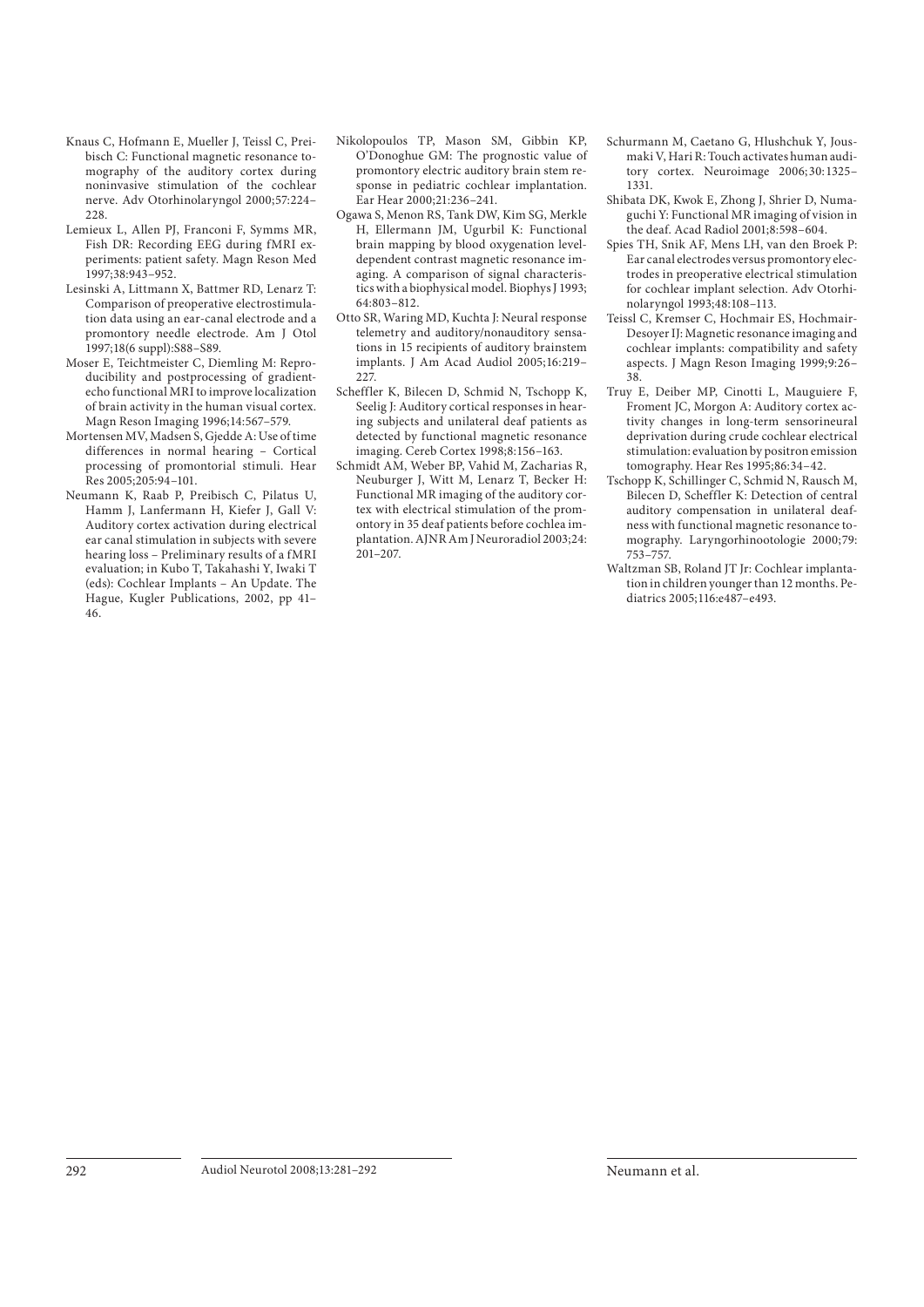Knaus C, Hofmann E, Mueller J, Teissl C, Preibisch C: Functional magnetic resonance tomography of the auditory cortex during noninvasive stimulation of the cochlear nerve. Adv Otorhinolaryngol 2000;57:224–228.

Lemieux L, Allen PJ, Franconi F, Symms MR, Fish DR: Recording EEG during fMRI experiments: patient safety. Magn Reson Med 1997;38:943–952.

Lesinski A, Littmann X, Battmer RD, Lenarz T: Comparison of preoperative electrostimulation data using an ear-canal electrode and a promontory needle electrode. Am J Otol 1997;18(6 suppl):S88–S89.

Moser E, Teichtmeister C, Diemling M: Reproducibility and postprocessing of gradient-echo functional MRI to improve localization of brain activity in the human visual cortex. Magn Reson Imaging 1996;14:567–579.

Mortensen MV, Madsen S, Gjedde A: Use of time differences in normal hearing – Cortical processing of promontorial stimuli. Hear Res 2005;205:94–101.

Neumann K, Raab P, Preibisch C, Pilatus U, Hamm J, Lanfermann H, Kiefer J, Gall V: Auditory cortex activation during electrical ear canal stimulation in subjects with severe hearing loss – Preliminary results of a fMRI evaluation; in Kubo T, Takahashi Y, Iwaki T (eds): Cochlear Implants – An Update. The Hague, Kugler Publications, 2002, pp 41–46.

Nikolopoulos TP, Mason SM, Gibbin KP, O'Donoghue GM: The prognostic value of promontory electric auditory brain stem response in pediatric cochlear implantation. Ear Hear 2000;21:236–241.

Ogawa S, Menon RS, Tank DW, Kim SG, Merkle H, Ellermann JM, Ugurbil K: Functional brain mapping by blood oxygenation level-dependent contrast magnetic resonance imaging. A comparison of signal characteristics with a biophysical model. Biophys J 1993; 64:803–812.

Otto SR, Waring MD, Kuchta J: Neural response telemetry and auditory/nonauditory sensations in 15 recipients of auditory brainstem implants. J Am Acad Audiol 2005;16:219–227.

Scheffler K, Bilecen D, Schmid N, Tschopp K, Seelig J: Auditory cortical responses in hearing subjects and unilateral deaf patients as detected by functional magnetic resonance imaging. Cereb Cortex 1998;8:156–163.

Schmidt AM, Weber BP, Vahid M, Zacharias R, Neuburger J, Witt M, Lenarz T, Becker H: Functional MR imaging of the auditory cortex with electrical stimulation of the promontory in 35 deaf patients before cochlea implantation. AJNR Am J Neuroradiol 2003;24: 201–207.

Schurmann M, Caetano G, Hlushchuk Y, Jousmaki V, Hari R: Touch activates human auditory cortex. Neuroimage 2006;30:1325–1331.

Shibata DK, Kwok E, Zhong J, Shrier D, Numaguchi Y: Functional MR imaging of vision in the deaf. Acad Radiol 2001;8:598–604.

Spies TH, Snik AF, Mens LH, van den Broek P: Ear canal electrodes versus promontory electrodes in preoperative electrical stimulation for cochlear implant selection. Adv Otorhinolaryngol 1993;48:108–113.

Teissl C, Kremser C, Hochmair ES, Hochmair-Desoyer IJ: Magnetic resonance imaging and cochlear implants: compatibility and safety aspects. J Magn Reson Imaging 1999;9:26–38.

Truy E, Deiber MP, Cinotti L, Mauguiere F, Froment JC, Morgon A: Auditory cortex activity changes in long-term sensorineural deprivation during crude cochlear electrical stimulation: evaluation by positron emission tomography. Hear Res 1995;86:34–42.

Tschopp K, Schillinger C, Schmid N, Rausch M, Bilecen D, Scheffler K: Detection of central auditory compensation in unilateral deafness with functional magnetic resonance tomography. Laryngorhinootologie 2000;79: 753–757.

Waltzman SB, Roland JT Jr: Cochlear implantation in children younger than 12 months. Pediatrics 2005;116:e487–e493.